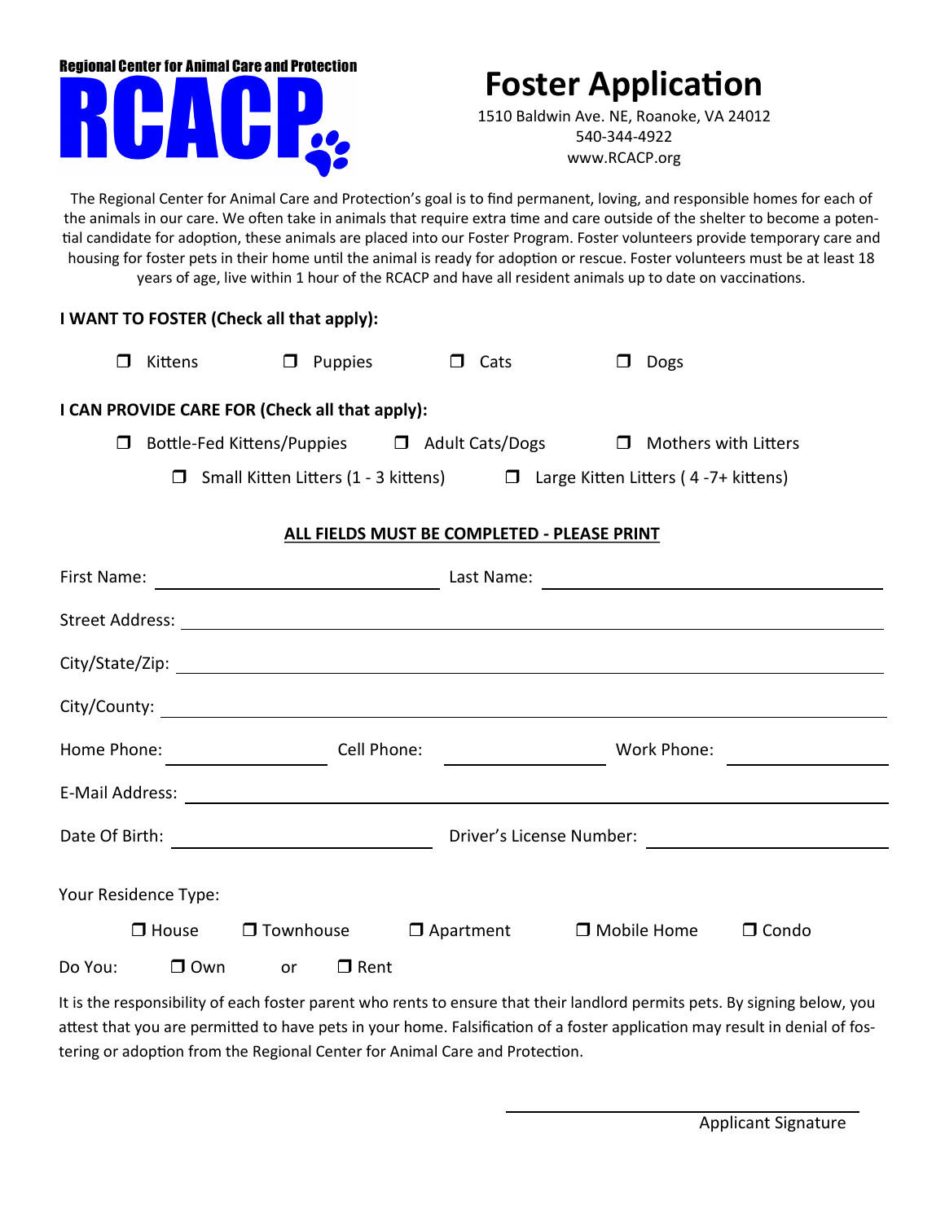Regional Center for Animal Care and Protection

# RCACP

# Foster Application

1510 Baldwin Ave. NE, Roanoke, VA 24012
540-344-4922
www.RCACP.org

The Regional Center for Animal Care and Protection's goal is to find permanent, loving, and responsible homes for each of the animals in our care. We often take in animals that require extra time and care outside of the shelter to become a potential candidate for adoption, these animals are placed into our Foster Program. Foster volunteers provide temporary care and housing for foster pets in their home until the animal is ready for adoption or rescue. Foster volunteers must be at least 18 years of age, live within 1 hour of the RCACP and have all resident animals up to date on vaccinations.

**I WANT TO FOSTER (Check all that apply):**

- ☐ Kittens ☐ Puppies ☐ Cats ☐ Dogs

**I CAN PROVIDE CARE FOR (Check all that apply):**

- ☐ Bottle-Fed Kittens/Puppies ☐ Adult Cats/Dogs ☐ Mothers with Litters
- ☐ Small Kitten Litters (1 - 3 kittens) ☐ Large Kitten Litters ( 4 -7+ kittens)

**ALL FIELDS MUST BE COMPLETED - PLEASE PRINT**

First Name: ______________________ Last Name: ______________________

Street Address: ____________________________________________

City/State/Zip: ____________________________________________

City/County: ____________________________________________

Home Phone: ____________ Cell Phone: ____________ Work Phone: ____________

E-Mail Address: ____________________________________________

Date Of Birth: ______________________ Driver's License Number: ______________________

Your Residence Type:

☐ House ☐ Townhouse ☐ Apartment ☐ Mobile Home ☐ Condo

Do You: ☐ Own or ☐ Rent

It is the responsibility of each foster parent who rents to ensure that their landlord permits pets. By signing below, you attest that you are permitted to have pets in your home. Falsification of a foster application may result in denial of fostering or adoption from the Regional Center for Animal Care and Protection.

______________________
Applicant Signature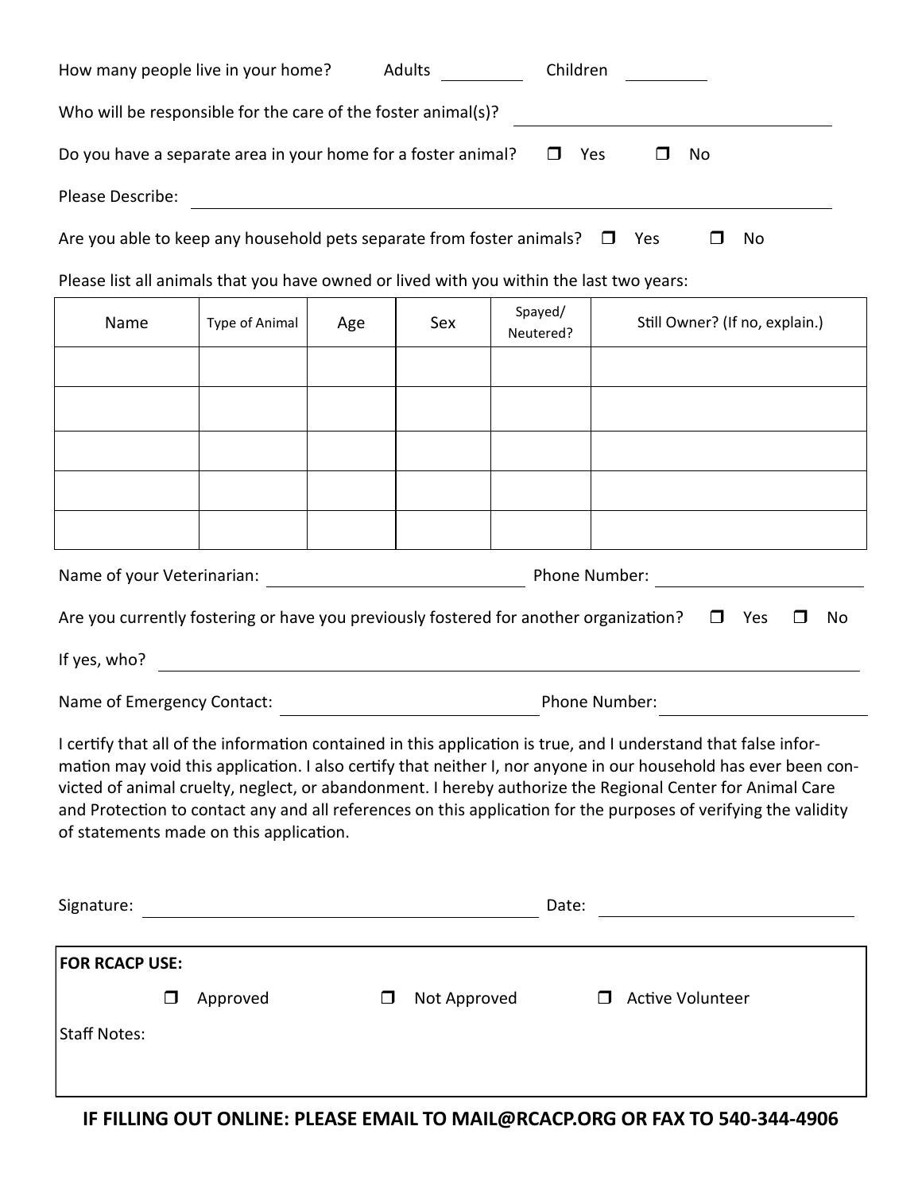How many people live in your home? Adults \_\_\_\_\_\_\_\_\_\_ Children \_\_\_\_\_\_\_\_\_\_

Who will be responsible for the care of the foster animal(s)? \_\_\_\_\_\_\_\_\_\_\_\_\_\_\_\_\_\_\_\_\_\_\_\_\_\_\_\_\_\_

Do you have a separate area in your home for a foster animal? ☐ Yes ☐ No

Please Describe: \_\_\_\_\_\_\_\_\_\_\_\_\_\_\_\_\_\_\_\_\_\_\_\_\_\_\_\_\_\_\_\_\_\_\_\_\_\_\_\_\_\_\_\_\_\_\_\_\_\_\_\_\_\_\_\_

Are you able to keep any household pets separate from foster animals? ☐ Yes ☐ No

Please list all animals that you have owned or lived with you within the last two years:

| Name | Type of Animal | Age | Sex | Spayed/ Neutered? | Still Owner? (If no, explain.) |
|---|---|---|---|---|---|
| | | | | | |
| | | | | | |
| | | | | | |
| | | | | | |
| | | | | | |

Name of your Veterinarian: \_\_\_\_\_\_\_\_\_\_\_\_\_\_\_\_\_\_\_\_\_\_\_\_\_\_\_\_ Phone Number: \_\_\_\_\_\_\_\_\_\_\_\_\_\_\_\_\_\_\_\_

Are you currently fostering or have you previously fostered for another organization? ☐ Yes ☐ No

If yes, who? \_\_\_\_\_\_\_\_\_\_\_\_\_\_\_\_\_\_\_\_\_\_\_\_\_\_\_\_\_\_\_\_\_\_\_\_\_\_\_\_\_\_\_\_\_\_\_\_\_\_\_\_\_\_\_\_\_\_\_\_\_\_\_\_

Name of Emergency Contact: \_\_\_\_\_\_\_\_\_\_\_\_\_\_\_\_\_\_\_\_\_\_\_\_\_\_\_\_ Phone Number: \_\_\_\_\_\_\_\_\_\_\_\_\_\_\_\_\_\_\_\_

I certify that all of the information contained in this application is true, and I understand that false information may void this application. I also certify that neither I, nor anyone in our household has ever been convicted of animal cruelty, neglect, or abandonment. I hereby authorize the Regional Center for Animal Care and Protection to contact any and all references on this application for the purposes of verifying the validity of statements made on this application.

Signature: \_\_\_\_\_\_\_\_\_\_\_\_\_\_\_\_\_\_\_\_\_\_\_\_\_\_\_\_\_\_\_\_\_\_\_\_\_\_\_\_ Date: \_\_\_\_\_\_\_\_\_\_\_\_\_\_\_\_\_\_\_\_\_\_\_\_

**FOR RCACP USE:**

☐ Approved ☐ Not Approved ☐ Active Volunteer

Staff Notes:

**IF FILLING OUT ONLINE: PLEASE EMAIL TO MAIL@RCACP.ORG OR FAX TO 540-344-4906**